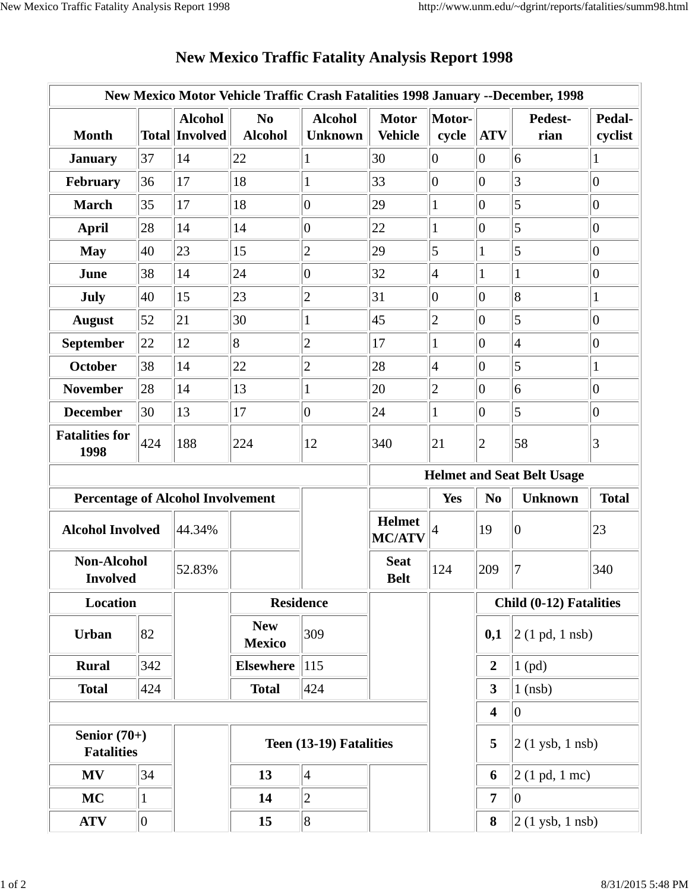# New Mexico Traffic Fatality Analysis Report 1998

| New Mexico Motor Vehicle Traffic Crash Fatalities 1998 January --December, 1998 | | | | | | | | | |
|---|---|---|---|---|---|---|---|---|---|
| **Month** | **Total** | **Alcohol Involved** | **No Alcohol** | **Alcohol Unknown** | **Motor Vehicle** | **Motor-cycle** | **ATV** | **Pedest-rian** | **Pedal-cyclist** |
| **January** | 37 | 14 | 22 | 1 | 30 | 0 | 0 | 6 | 1 |
| **February** | 36 | 17 | 18 | 1 | 33 | 0 | 0 | 3 | 0 |
| **March** | 35 | 17 | 18 | 0 | 29 | 1 | 0 | 5 | 0 |
| **April** | 28 | 14 | 14 | 0 | 22 | 1 | 0 | 5 | 0 |
| **May** | 40 | 23 | 15 | 2 | 29 | 5 | 1 | 5 | 0 |
| **June** | 38 | 14 | 24 | 0 | 32 | 4 | 1 | 1 | 0 |
| **July** | 40 | 15 | 23 | 2 | 31 | 0 | 0 | 8 | 1 |
| **August** | 52 | 21 | 30 | 1 | 45 | 2 | 0 | 5 | 0 |
| **September** | 22 | 12 | 8 | 2 | 17 | 1 | 0 | 4 | 0 |
| **October** | 38 | 14 | 22 | 2 | 28 | 4 | 0 | 5 | 1 |
| **November** | 28 | 14 | 13 | 1 | 20 | 2 | 0 | 6 | 0 |
| **December** | 30 | 13 | 17 | 0 | 24 | 1 | 0 | 5 | 0 |
| **Fatalities for 1998** | 424 | 188 | 224 | 12 | 340 | 21 | 2 | 58 | 3 |

| Percentage of Alcohol Involvement | |
|---|---|
| **Alcohol Involved** | 44.34% |
| **Non-Alcohol Involved** | 52.83% |

| Helmet and Seat Belt Usage | | | | |
|---|---|---|---|---|
| | **Yes** | **No** | **Unknown** | **Total** |
| **Helmet MC/ATV** | 4 | 19 | 0 | 23 |
| **Seat Belt** | 124 | 209 | 7 | 340 |

| Location | |
|---|---|
| **Urban** | 82 |
| **Rural** | 342 |
| **Total** | 424 |

| Residence | |
|---|---|
| **New Mexico** | 309 |
| **Elsewhere** | 115 |
| **Total** | 424 |

| Child (0-12) Fatalities | |
|---|---|
| **0,1** | 2 (1 pd, 1 nsb) |
| **2** | 1 (pd) |
| **3** | 1 (nsb) |
| **4** | 0 |
| **5** | 2 (1 ysb, 1 nsb) |
| **6** | 2 (1 pd, 1 mc) |
| **7** | 0 |
| **8** | 2 (1 ysb, 1 nsb) |

| Senior (70+) Fatalities | |
|---|---|
| **MV** | 34 |
| **MC** | 1 |
| **ATV** | 0 |

| Teen (13-19) Fatalities | |
|---|---|
| **13** | 4 |
| **14** | 2 |
| **15** | 8 |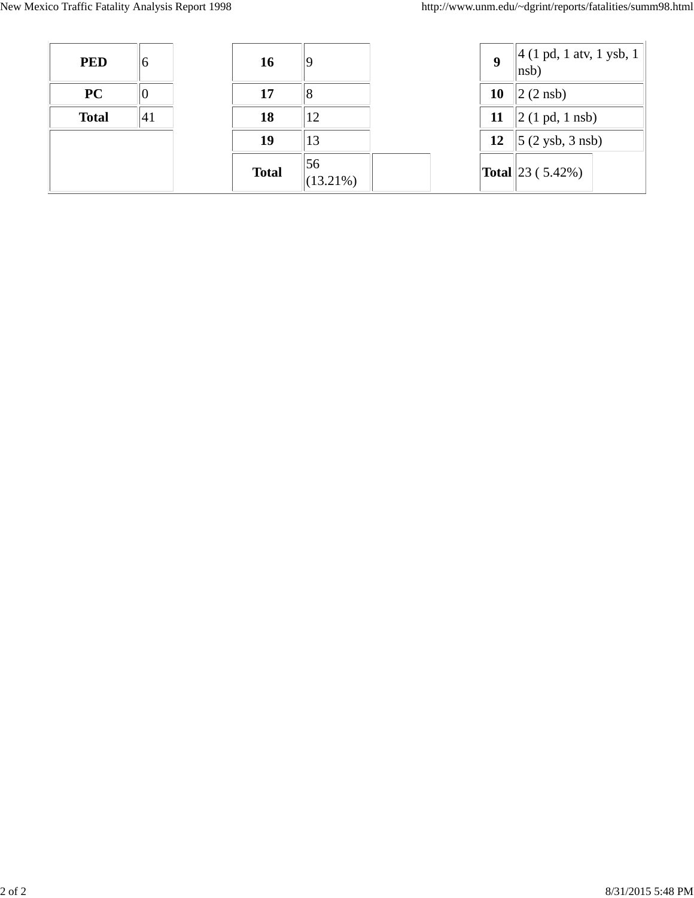| | | | | | | |
|---|---|---|---|---|---|---|
| **PED** | 6 | **16** | 9 | | **9** | 4 (1 pd, 1 atv, 1 ysb, 1 nsb) |
| **PC** | 0 | **17** | 8 | | **10** | 2 (2 nsb) |
| **Total** | 41 | **18** | 12 | | **11** | 2 (1 pd, 1 nsb) |
| | | **19** | 13 | | **12** | 5 (2 ysb, 3 nsb) |
| | | **Total** | 56 (13.21%) | | **Total** | 23 ( 5.42%) |